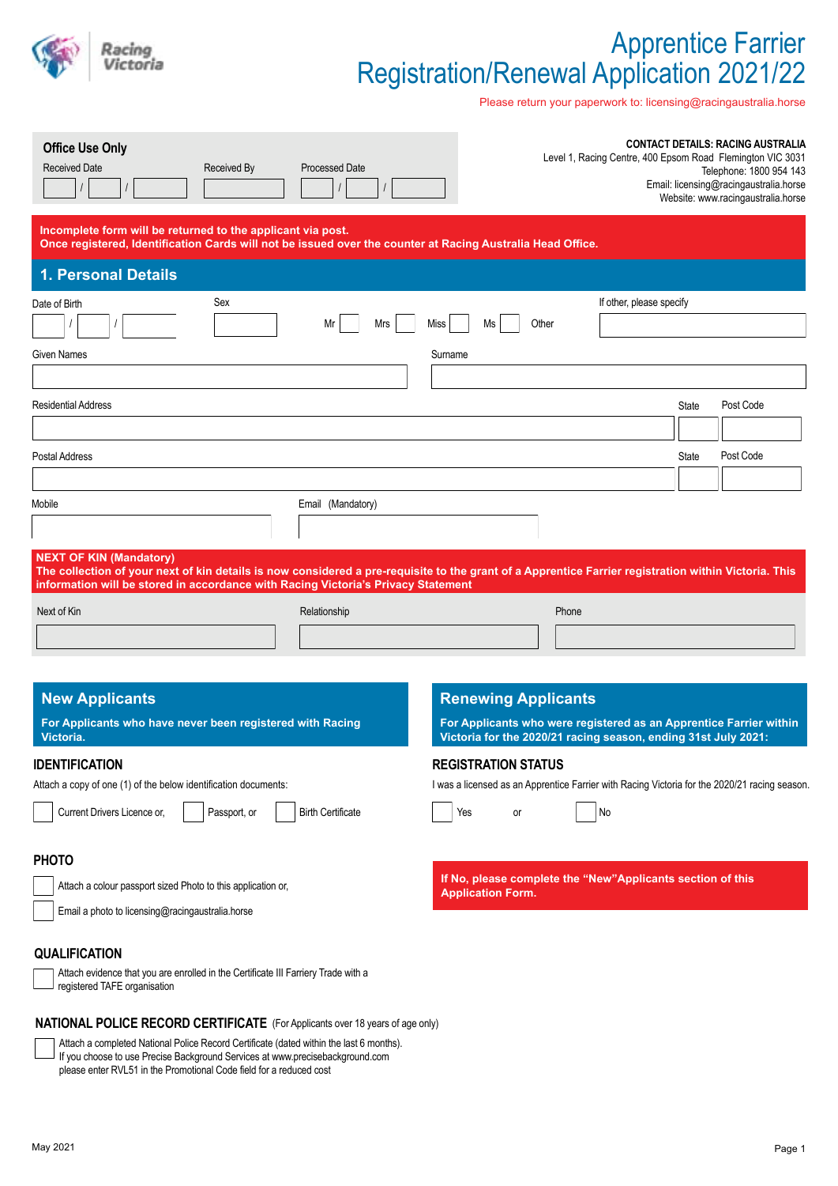Racing Victoria

# Apprentice Farrier Registration/Renewal Application 2021/22

Please return your paperwork to: licensing@racingaustralia.horse

**Office Use Only**

| Received Date | Received By | Processed Date |
|---|---|---|
| / / | | / / |

**CONTACT DETAILS: RACING AUSTRALIA**
Level 1, Racing Centre, 400 Epsom Road Flemington VIC 3031
Telephone: 1800 954 143
Email: licensing@racingaustralia.horse
Website: www.racingaustralia.horse

**Incomplete form will be returned to the applicant via post.**
**Once registered, Identification Cards will not be issued over the counter at Racing Australia Head Office.**

## 1. Personal Details

Date of Birth: / /

Sex: ☐ Mr ☐ Mrs ☐ Miss ☐ Ms Other

If other, please specify:

Given Names:

Surname:

Residential Address: State: Post Code:

Postal Address: State: Post Code:

Mobile:

Email (Mandatory):

**NEXT OF KIN (Mandatory)**
**The collection of your next of kin details is now considered a pre-requisite to the grant of a Apprentice Farrier registration within Victoria. This information will be stored in accordance with Racing Victoria's Privacy Statement**

| Next of Kin | Relationship | Phone |
|---|---|---|
| | | |

## New Applicants

**For Applicants who have never been registered with Racing Victoria.**

### IDENTIFICATION

Attach a copy of one (1) of the below identification documents:

☐ Current Drivers Licence or, ☐ Passport, or ☐ Birth Certificate

### PHOTO

☐ Attach a colour passport sized Photo to this application or,

☐ Email a photo to licensing@racingaustralia.horse

### QUALIFICATION

☐ Attach evidence that you are enrolled in the Certificate III Farriery Trade with a registered TAFE organisation

### NATIONAL POLICE RECORD CERTIFICATE (For Applicants over 18 years of age only)

☐ Attach a completed National Police Record Certificate (dated within the last 6 months). If you choose to use Precise Background Services at www.precisebackground.com please enter RVL51 in the Promotional Code field for a reduced cost

## Renewing Applicants

**For Applicants who were registered as an Apprentice Farrier within Victoria for the 2020/21 racing season, ending 31st July 2021:**

### REGISTRATION STATUS

I was a licensed as an Apprentice Farrier with Racing Victoria for the 2020/21 racing season.

☐ Yes or ☐ No

**If No, please complete the "New" Applicants section of this Application Form.**

May 2021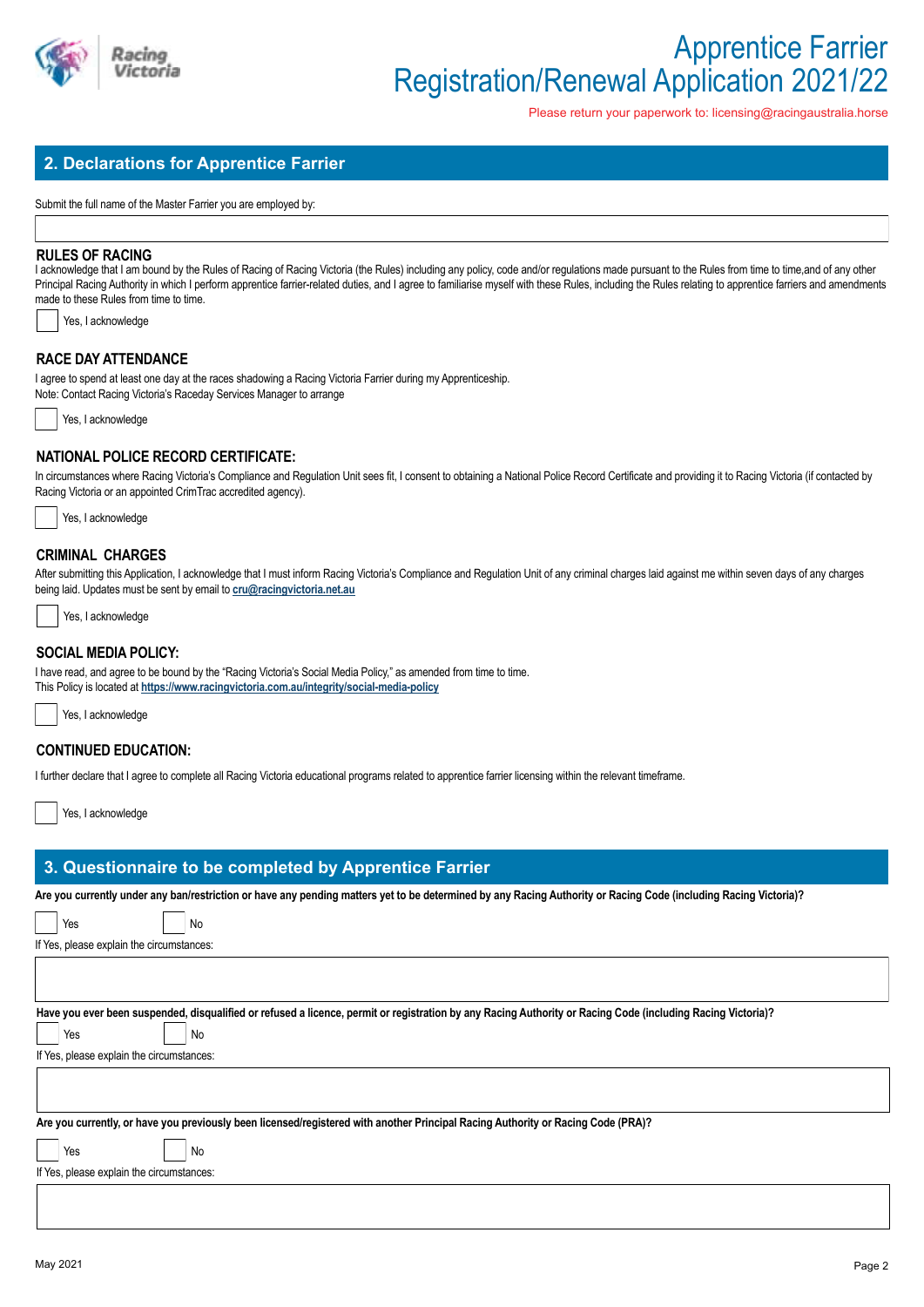# Apprentice Farrier Registration/Renewal Application 2021/22

Please return your paperwork to: licensing@racingaustralia.horse

## 2. Declarations for Apprentice Farrier

Submit the full name of the Master Farrier you are employed by:

### RULES OF RACING

I acknowledge that I am bound by the Rules of Racing of Racing Victoria (the Rules) including any policy, code and/or regulations made pursuant to the Rules from time to time,and of any other Principal Racing Authority in which I perform apprentice farrier-related duties, and I agree to familiarise myself with these Rules, including the Rules relating to apprentice farriers and amendments made to these Rules from time to time.

☐ Yes, I acknowledge

### RACE DAY ATTENDANCE

I agree to spend at least one day at the races shadowing a Racing Victoria Farrier during my Apprenticeship.
Note: Contact Racing Victoria's Raceday Services Manager to arrange

☐ Yes, I acknowledge

### NATIONAL POLICE RECORD CERTIFICATE:

In circumstances where Racing Victoria's Compliance and Regulation Unit sees fit, I consent to obtaining a National Police Record Certificate and providing it to Racing Victoria (if contacted by Racing Victoria or an appointed CrimTrac accredited agency).

☐ Yes, I acknowledge

### CRIMINAL CHARGES

After submitting this Application, I acknowledge that I must inform Racing Victoria's Compliance and Regulation Unit of any criminal charges laid against me within seven days of any charges being laid. Updates must be sent by email to **cru@racingvictoria.net.au**

☐ Yes, I acknowledge

### SOCIAL MEDIA POLICY:

I have read, and agree to be bound by the "Racing Victoria's Social Media Policy," as amended from time to time.
This Policy is located at **https://www.racingvictoria.com.au/integrity/social-media-policy**

☐ Yes, I acknowledge

### CONTINUED EDUCATION:

I further declare that I agree to complete all Racing Victoria educational programs related to apprentice farrier licensing within the relevant timeframe.

☐ Yes, I acknowledge

## 3. Questionnaire to be completed by Apprentice Farrier

**Are you currently under any ban/restriction or have any pending matters yet to be determined by any Racing Authority or Racing Code (including Racing Victoria)?**

☐ Yes ☐ No

If Yes, please explain the circumstances:

**Have you ever been suspended, disqualified or refused a licence, permit or registration by any Racing Authority or Racing Code (including Racing Victoria)?**

☐ Yes ☐ No

If Yes, please explain the circumstances:

**Are you currently, or have you previously been licensed/registered with another Principal Racing Authority or Racing Code (PRA)?**

☐ Yes ☐ No

If Yes, please explain the circumstances:

May 2021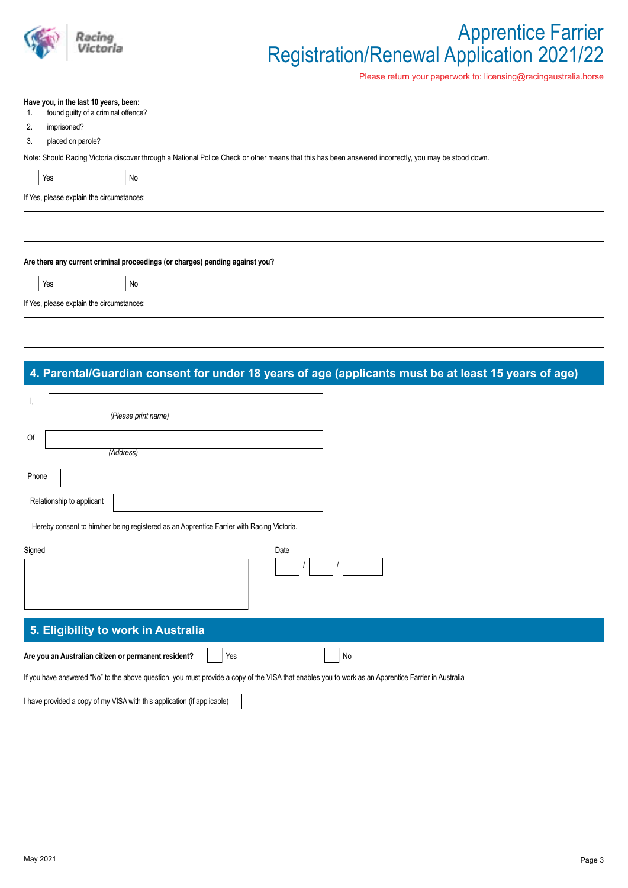# Apprentice Farrier Registration/Renewal Application 2021/22

Please return your paperwork to: licensing@racingaustralia.horse

**Have you, in the last 10 years, been:**

1. found guilty of a criminal offence?
2. imprisoned?
3. placed on parole?

Note: Should Racing Victoria discover through a National Police Check or other means that this has been answered incorrectly, you may be stood down.

☐ Yes ☐ No

If Yes, please explain the circumstances:

**Are there any current criminal proceedings (or charges) pending against you?**

☐ Yes ☐ No

If Yes, please explain the circumstances:

## 4. Parental/Guardian consent for under 18 years of age (applicants must be at least 15 years of age)

I, ______________________________
*(Please print name)*

Of ______________________________
*(Address)*

Phone ______________________________

Relationship to applicant ______________________________

Hereby consent to him/her being registered as an Apprentice Farrier with Racing Victoria.

Signed ______________________________ Date ____ / ____ / ______

## 5. Eligibility to work in Australia

**Are you an Australian citizen or permanent resident?** ☐ Yes ☐ No

If you have answered "No" to the above question, you must provide a copy of the VISA that enables you to work as an Apprentice Farrier in Australia

I have provided a copy of my VISA with this application (if applicable) ☐

May 2021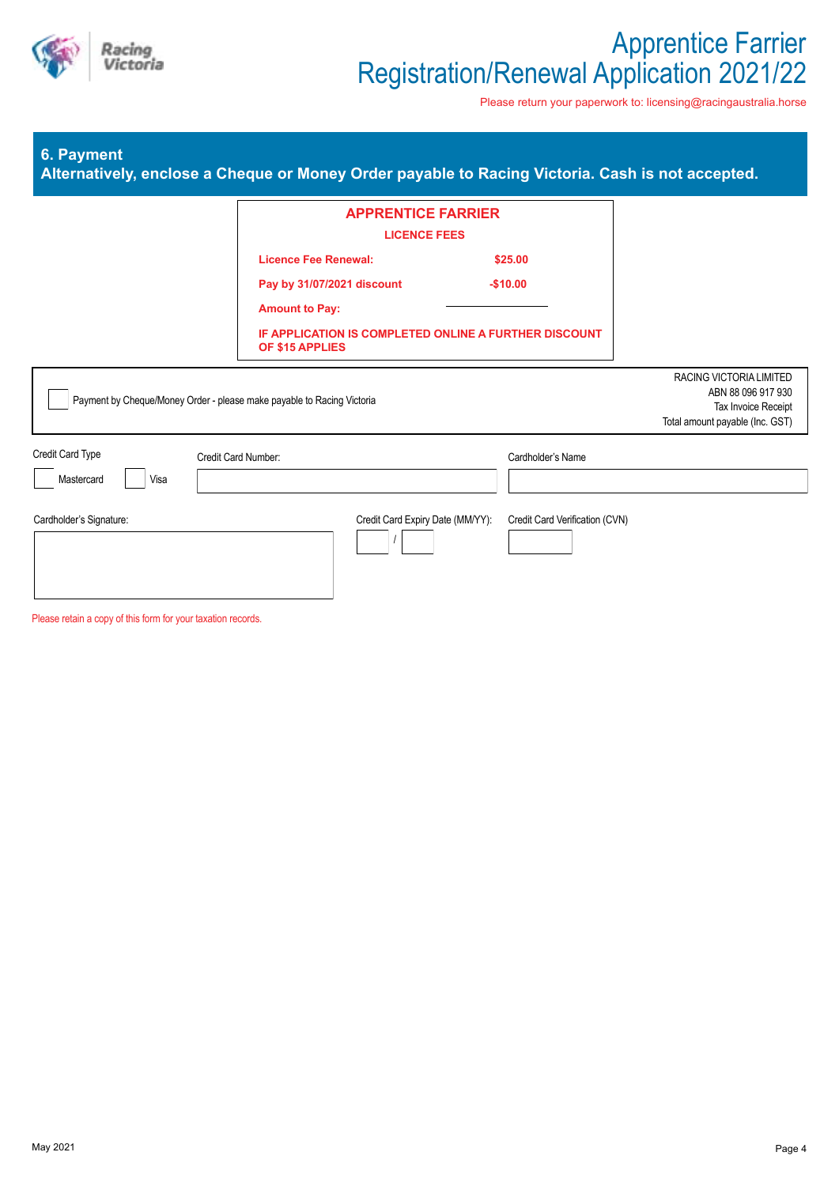# Apprentice Farrier Registration/Renewal Application 2021/22

Please return your paperwork to: licensing@racingaustralia.horse

## 6. Payment

**Alternatively, enclose a Cheque or Money Order payable to Racing Victoria. Cash is not accepted.**

**APPRENTICE FARRIER**

**LICENCE FEES**

| | |
|---|---|
| **Licence Fee Renewal:** | **$25.00** |
| **Pay by 31/07/2021 discount** | **-$10.00** |
| **Amount to Pay:** | ______ |

**IF APPLICATION IS COMPLETED ONLINE A FURTHER DISCOUNT OF $15 APPLIES**

☐ Payment by Cheque/Money Order - please make payable to Racing Victoria

RACING VICTORIA LIMITED
ABN 88 096 917 930
Tax Invoice Receipt
Total amount payable (Inc. GST)

Credit Card Type

☐ Mastercard ☐ Visa

Credit Card Number: ______

Cardholder's Name ______

Cardholder's Signature: ______

Credit Card Expiry Date (MM/YY): ____ / ____

Credit Card Verification (CVN) ______

Please retain a copy of this form for your taxation records.

May 2021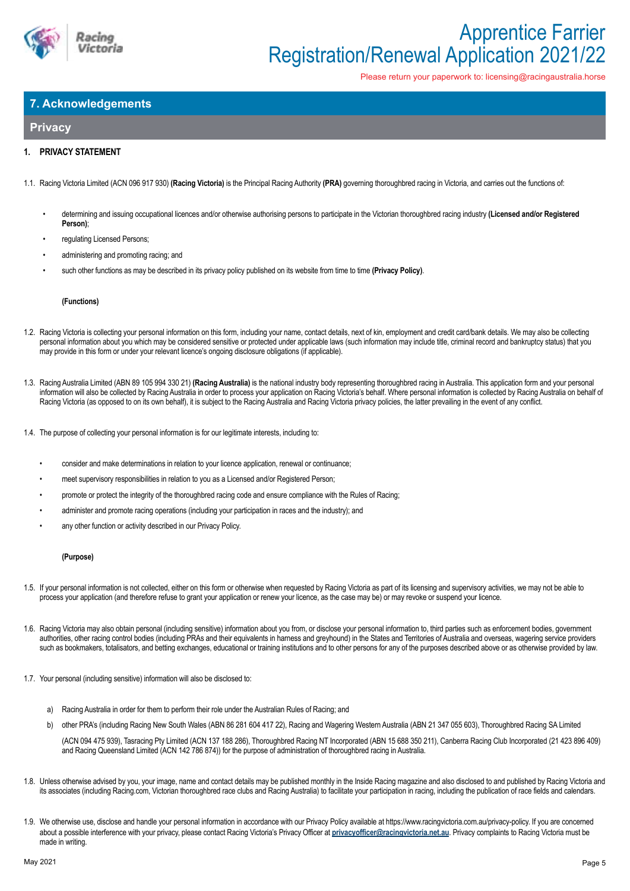# Apprentice Farrier Registration/Renewal Application 2021/22

Please return your paperwork to: licensing@racingaustralia.horse

## 7. Acknowledgements

### Privacy

**1. PRIVACY STATEMENT**

1.1. Racing Victoria Limited (ACN 096 917 930) **(Racing Victoria)** is the Principal Racing Authority **(PRA)** governing thoroughbred racing in Victoria, and carries out the functions of:

- determining and issuing occupational licences and/or otherwise authorising persons to participate in the Victorian thoroughbred racing industry **(Licensed and/or Registered Person)**;
- regulating Licensed Persons;
- administering and promoting racing; and
- such other functions as may be described in its privacy policy published on its website from time to time **(Privacy Policy)**.

**(Functions)**

1.2. Racing Victoria is collecting your personal information on this form, including your name, contact details, next of kin, employment and credit card/bank details. We may also be collecting personal information about you which may be considered sensitive or protected under applicable laws (such information may include title, criminal record and bankruptcy status) that you may provide in this form or under your relevant licence's ongoing disclosure obligations (if applicable).

1.3. Racing Australia Limited (ABN 89 105 994 330 21) **(Racing Australia)** is the national industry body representing thoroughbred racing in Australia. This application form and your personal information will also be collected by Racing Australia in order to process your application on Racing Victoria's behalf. Where personal information is collected by Racing Australia on behalf of Racing Victoria (as opposed to on its own behalf), it is subject to the Racing Australia and Racing Victoria privacy policies, the latter prevailing in the event of any conflict.

1.4. The purpose of collecting your personal information is for our legitimate interests, including to:

- consider and make determinations in relation to your licence application, renewal or continuance;
- meet supervisory responsibilities in relation to you as a Licensed and/or Registered Person;
- promote or protect the integrity of the thoroughbred racing code and ensure compliance with the Rules of Racing;
- administer and promote racing operations (including your participation in races and the industry); and
- any other function or activity described in our Privacy Policy.

**(Purpose)**

1.5. If your personal information is not collected, either on this form or otherwise when requested by Racing Victoria as part of its licensing and supervisory activities, we may not be able to process your application (and therefore refuse to grant your application or renew your licence, as the case may be) or may revoke or suspend your licence.

1.6. Racing Victoria may also obtain personal (including sensitive) information about you from, or disclose your personal information to, third parties such as enforcement bodies, government authorities, other racing control bodies (including PRAs and their equivalents in harness and greyhound) in the States and Territories of Australia and overseas, wagering service providers such as bookmakers, totalisators, and betting exchanges, educational or training institutions and to other persons for any of the purposes described above or as otherwise provided by law.

1.7. Your personal (including sensitive) information will also be disclosed to:

a) Racing Australia in order for them to perform their role under the Australian Rules of Racing; and

b) other PRA's (including Racing New South Wales (ABN 86 281 604 417 22), Racing and Wagering Western Australia (ABN 21 347 055 603), Thoroughbred Racing SA Limited (ACN 094 475 939), Tasracing Pty Limited (ACN 137 188 286), Thoroughbred Racing NT Incorporated (ABN 15 688 350 211), Canberra Racing Club Incorporated (21 423 896 409) and Racing Queensland Limited (ACN 142 786 874)) for the purpose of administration of thoroughbred racing in Australia.

1.8. Unless otherwise advised by you, your image, name and contact details may be published monthly in the Inside Racing magazine and also disclosed to and published by Racing Victoria and its associates (including Racing.com, Victorian thoroughbred race clubs and Racing Australia) to facilitate your participation in racing, including the publication of race fields and calendars.

1.9. We otherwise use, disclose and handle your personal information in accordance with our Privacy Policy available at https://www.racingvictoria.com.au/privacy-policy. If you are concerned about a possible interference with your privacy, please contact Racing Victoria's Privacy Officer at **privacyofficer@racingvictoria.net.au**. Privacy complaints to Racing Victoria must be made in writing.

May 2021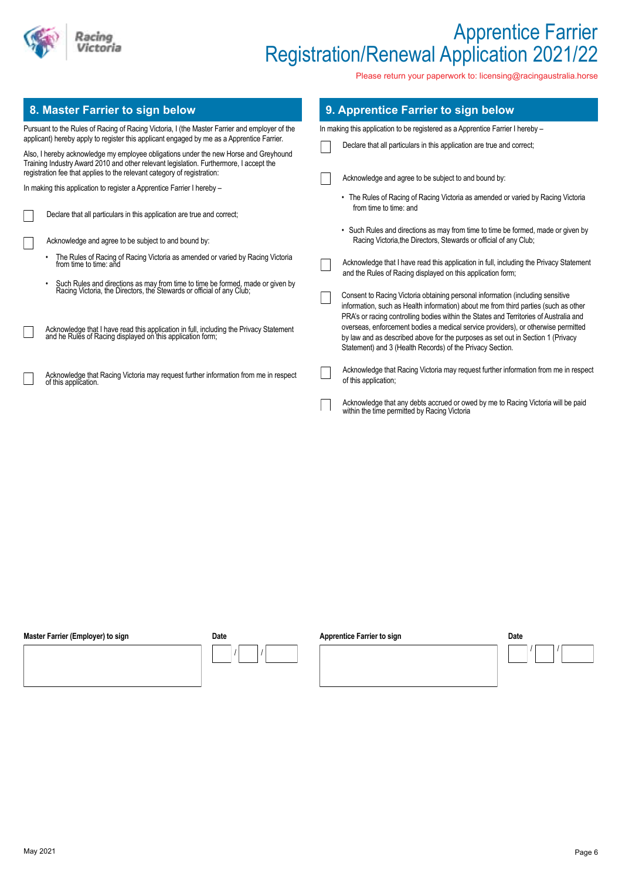# Apprentice Farrier Registration/Renewal Application 2021/22

Please return your paperwork to: licensing@racingaustralia.horse

## 8. Master Farrier to sign below

Pursuant to the Rules of Racing of Racing Victoria, I (the Master Farrier and employer of the applicant) hereby apply to register this applicant engaged by me as a Apprentice Farrier.

Also, I hereby acknowledge my employee obligations under the new Horse and Greyhound Training Industry Award 2010 and other relevant legislation. Furthermore, I accept the registration fee that applies to the relevant category of registration:

In making this application to register a Apprentice Farrier I hereby –

- ☐ Declare that all particulars in this application are true and correct;
- ☐ Acknowledge and agree to be subject to and bound by:
  - The Rules of Racing of Racing Victoria as amended or varied by Racing Victoria from time to time: and
  - Such Rules and directions as may from time to time be formed, made or given by Racing Victoria, the Directors, the Stewards or official of any Club;
- ☐ Acknowledge that I have read this application in full, including the Privacy Statement and he Rules of Racing displayed on this application form;
- ☐ Acknowledge that Racing Victoria may request further information from me in respect of this application.

**Master Farrier (Employer) to sign**

**Date** ____ / ____ / ____

## 9. Apprentice Farrier to sign below

In making this application to be registered as a Apprentice Farrier I hereby –

- ☐ Declare that all particulars in this application are true and correct;
- ☐ Acknowledge and agree to be subject to and bound by:
  - The Rules of Racing of Racing Victoria as amended or varied by Racing Victoria from time to time: and
  - Such Rules and directions as may from time to time be formed, made or given by Racing Victoria,the Directors, Stewards or official of any Club;
- ☐ Acknowledge that I have read this application in full, including the Privacy Statement and the Rules of Racing displayed on this application form;
- ☐ Consent to Racing Victoria obtaining personal information (including sensitive information, such as Health information) about me from third parties (such as other PRA's or racing controlling bodies within the States and Territories of Australia and overseas, enforcement bodies a medical service providers), or otherwise permitted by law and as described above for the purposes as set out in Section 1 (Privacy Statement) and 3 (Health Records) of the Privacy Section.
- ☐ Acknowledge that Racing Victoria may request further information from me in respect of this application;
- ☐ Acknowledge that any debts accrued or owed by me to Racing Victoria will be paid within the time permitted by Racing Victoria

**Apprentice Farrier to sign**

**Date** ____ / ____ / ____

May 2021